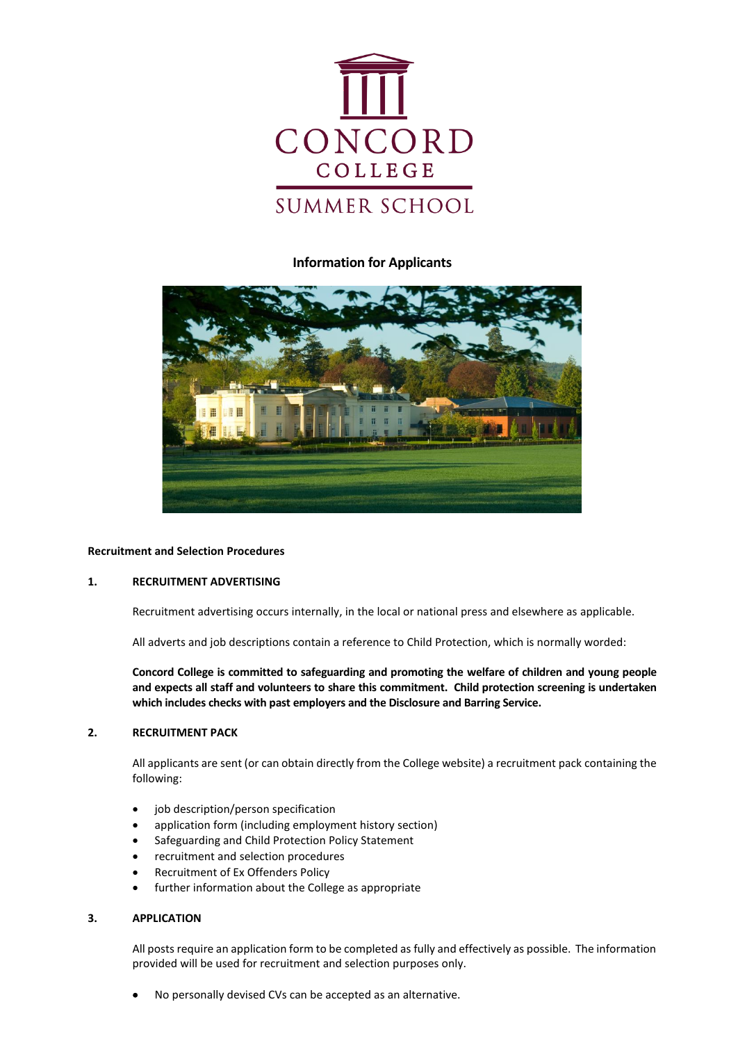CONCORD COLLEGE

SUMMER SCHOOL

# Information for Applicants

## Recruitment and Selection Procedures

### 1. RECRUITMENT ADVERTISING

Recruitment advertising occurs internally, in the local or national press and elsewhere as applicable.

All adverts and job descriptions contain a reference to Child Protection, which is normally worded:

**Concord College is committed to safeguarding and promoting the welfare of children and young people and expects all staff and volunteers to share this commitment. Child protection screening is undertaken which includes checks with past employers and the Disclosure and Barring Service.**

### 2. RECRUITMENT PACK

All applicants are sent (or can obtain directly from the College website) a recruitment pack containing the following:

- job description/person specification
- application form (including employment history section)
- Safeguarding and Child Protection Policy Statement
- recruitment and selection procedures
- Recruitment of Ex Offenders Policy
- further information about the College as appropriate

### 3. APPLICATION

All posts require an application form to be completed as fully and effectively as possible. The information provided will be used for recruitment and selection purposes only.

- No personally devised CVs can be accepted as an alternative.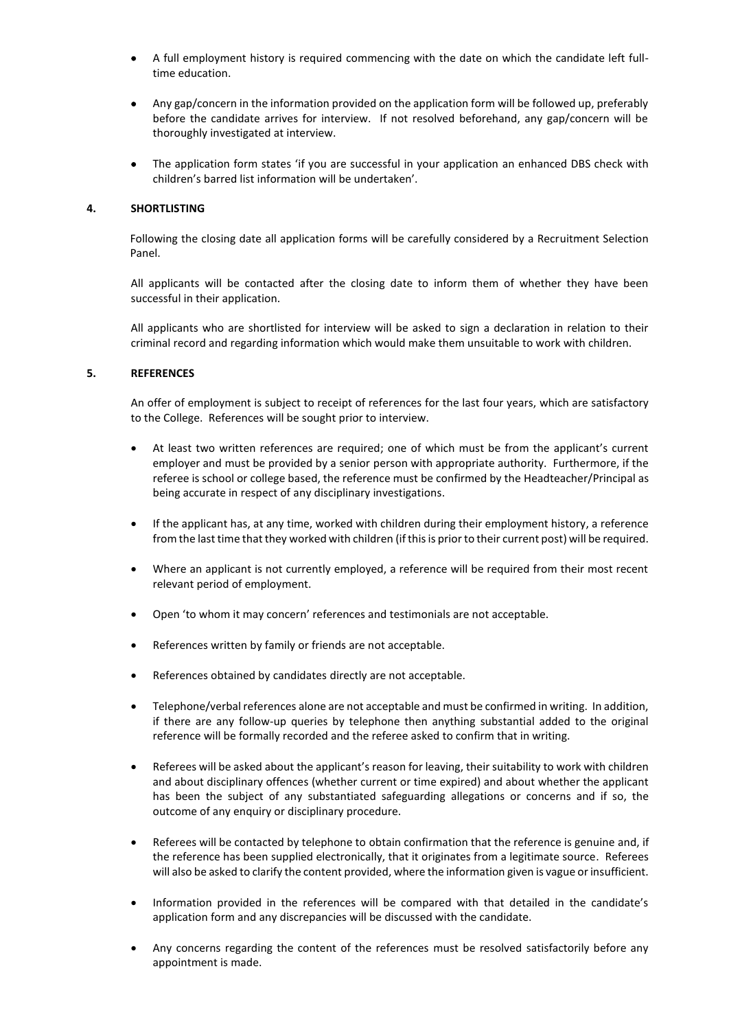- A full employment history is required commencing with the date on which the candidate left full-time education.

- Any gap/concern in the information provided on the application form will be followed up, preferably before the candidate arrives for interview. If not resolved beforehand, any gap/concern will be thoroughly investigated at interview.

- The application form states 'if you are successful in your application an enhanced DBS check with children's barred list information will be undertaken'.

## 4. SHORTLISTING

Following the closing date all application forms will be carefully considered by a Recruitment Selection Panel.

All applicants will be contacted after the closing date to inform them of whether they have been successful in their application.

All applicants who are shortlisted for interview will be asked to sign a declaration in relation to their criminal record and regarding information which would make them unsuitable to work with children.

## 5. REFERENCES

An offer of employment is subject to receipt of references for the last four years, which are satisfactory to the College. References will be sought prior to interview.

- At least two written references are required; one of which must be from the applicant's current employer and must be provided by a senior person with appropriate authority. Furthermore, if the referee is school or college based, the reference must be confirmed by the Headteacher/Principal as being accurate in respect of any disciplinary investigations.

- If the applicant has, at any time, worked with children during their employment history, a reference from the last time that they worked with children (if this is prior to their current post) will be required.

- Where an applicant is not currently employed, a reference will be required from their most recent relevant period of employment.

- Open 'to whom it may concern' references and testimonials are not acceptable.

- References written by family or friends are not acceptable.

- References obtained by candidates directly are not acceptable.

- Telephone/verbal references alone are not acceptable and must be confirmed in writing. In addition, if there are any follow-up queries by telephone then anything substantial added to the original reference will be formally recorded and the referee asked to confirm that in writing.

- Referees will be asked about the applicant's reason for leaving, their suitability to work with children and about disciplinary offences (whether current or time expired) and about whether the applicant has been the subject of any substantiated safeguarding allegations or concerns and if so, the outcome of any enquiry or disciplinary procedure.

- Referees will be contacted by telephone to obtain confirmation that the reference is genuine and, if the reference has been supplied electronically, that it originates from a legitimate source. Referees will also be asked to clarify the content provided, where the information given is vague or insufficient.

- Information provided in the references will be compared with that detailed in the candidate's application form and any discrepancies will be discussed with the candidate.

- Any concerns regarding the content of the references must be resolved satisfactorily before any appointment is made.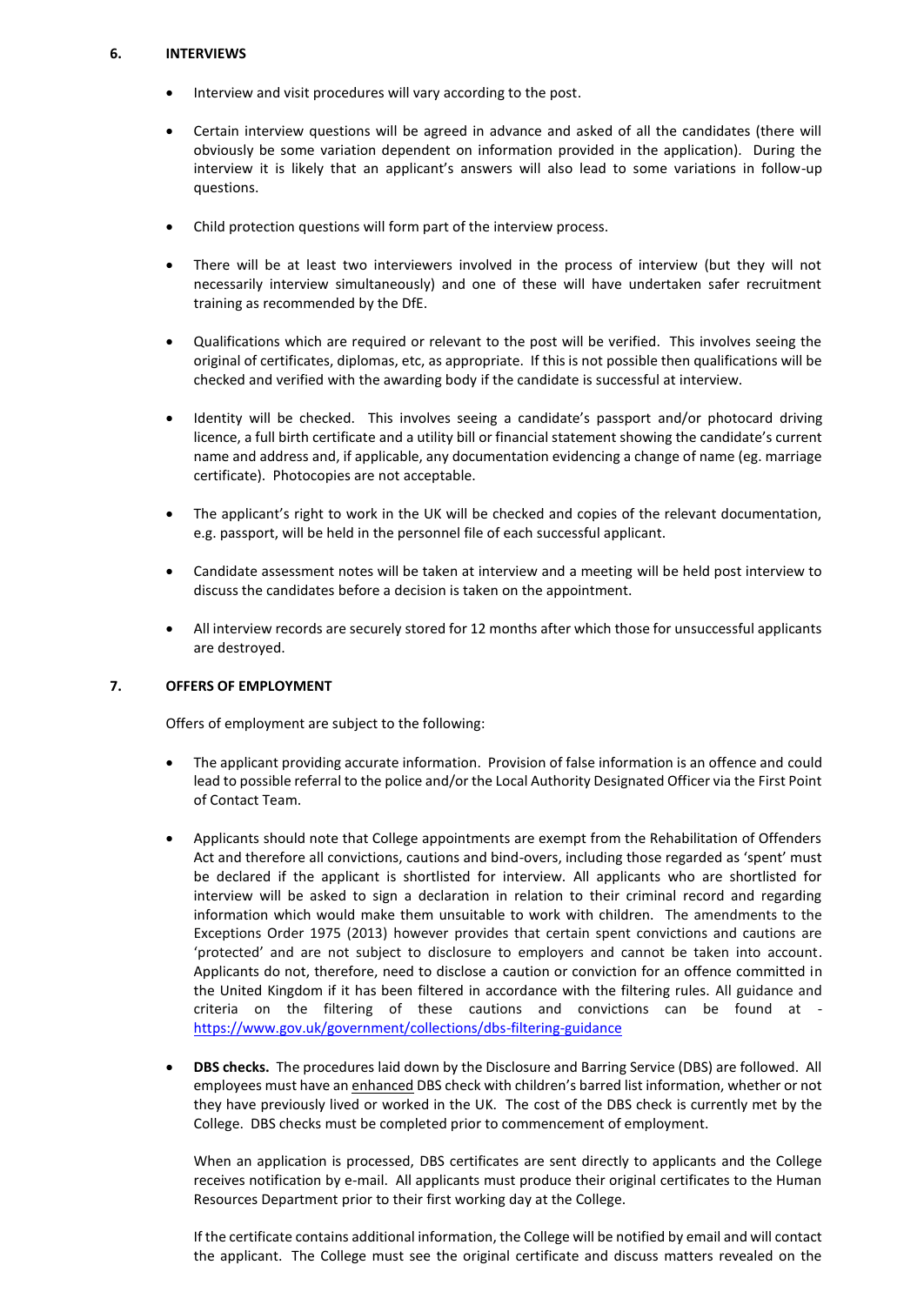## 6. INTERVIEWS

- Interview and visit procedures will vary according to the post.
- Certain interview questions will be agreed in advance and asked of all the candidates (there will obviously be some variation dependent on information provided in the application). During the interview it is likely that an applicant's answers will also lead to some variations in follow-up questions.
- Child protection questions will form part of the interview process.
- There will be at least two interviewers involved in the process of interview (but they will not necessarily interview simultaneously) and one of these will have undertaken safer recruitment training as recommended by the DfE.
- Qualifications which are required or relevant to the post will be verified. This involves seeing the original of certificates, diplomas, etc, as appropriate. If this is not possible then qualifications will be checked and verified with the awarding body if the candidate is successful at interview.
- Identity will be checked. This involves seeing a candidate's passport and/or photocard driving licence, a full birth certificate and a utility bill or financial statement showing the candidate's current name and address and, if applicable, any documentation evidencing a change of name (eg. marriage certificate). Photocopies are not acceptable.
- The applicant's right to work in the UK will be checked and copies of the relevant documentation, e.g. passport, will be held in the personnel file of each successful applicant.
- Candidate assessment notes will be taken at interview and a meeting will be held post interview to discuss the candidates before a decision is taken on the appointment.
- All interview records are securely stored for 12 months after which those for unsuccessful applicants are destroyed.

## 7. OFFERS OF EMPLOYMENT

Offers of employment are subject to the following:

- The applicant providing accurate information. Provision of false information is an offence and could lead to possible referral to the police and/or the Local Authority Designated Officer via the First Point of Contact Team.
- Applicants should note that College appointments are exempt from the Rehabilitation of Offenders Act and therefore all convictions, cautions and bind-overs, including those regarded as 'spent' must be declared if the applicant is shortlisted for interview. All applicants who are shortlisted for interview will be asked to sign a declaration in relation to their criminal record and regarding information which would make them unsuitable to work with children. The amendments to the Exceptions Order 1975 (2013) however provides that certain spent convictions and cautions are 'protected' and are not subject to disclosure to employers and cannot be taken into account. Applicants do not, therefore, need to disclose a caution or conviction for an offence committed in the United Kingdom if it has been filtered in accordance with the filtering rules. All guidance and criteria on the filtering of these cautions and convictions can be found at - https://www.gov.uk/government/collections/dbs-filtering-guidance
- **DBS checks.** The procedures laid down by the Disclosure and Barring Service (DBS) are followed. All employees must have an enhanced DBS check with children's barred list information, whether or not they have previously lived or worked in the UK. The cost of the DBS check is currently met by the College. DBS checks must be completed prior to commencement of employment.

  When an application is processed, DBS certificates are sent directly to applicants and the College receives notification by e-mail. All applicants must produce their original certificates to the Human Resources Department prior to their first working day at the College.

  If the certificate contains additional information, the College will be notified by email and will contact the applicant. The College must see the original certificate and discuss matters revealed on the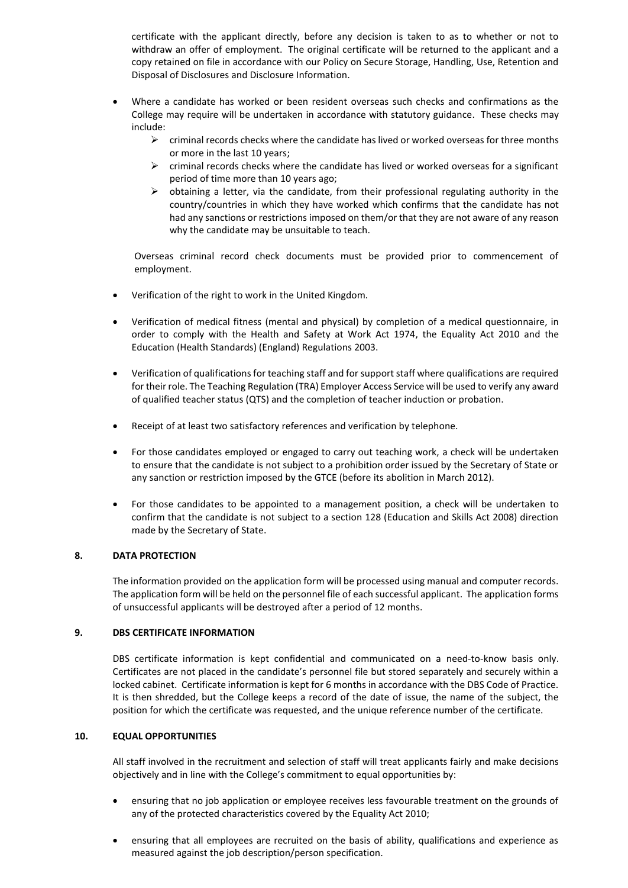certificate with the applicant directly, before any decision is taken to as to whether or not to withdraw an offer of employment. The original certificate will be returned to the applicant and a copy retained on file in accordance with our Policy on Secure Storage, Handling, Use, Retention and Disposal of Disclosures and Disclosure Information.

- Where a candidate has worked or been resident overseas such checks and confirmations as the College may require will be undertaken in accordance with statutory guidance. These checks may include:
  - criminal records checks where the candidate has lived or worked overseas for three months or more in the last 10 years;
  - criminal records checks where the candidate has lived or worked overseas for a significant period of time more than 10 years ago;
  - obtaining a letter, via the candidate, from their professional regulating authority in the country/countries in which they have worked which confirms that the candidate has not had any sanctions or restrictions imposed on them/or that they are not aware of any reason why the candidate may be unsuitable to teach.

  Overseas criminal record check documents must be provided prior to commencement of employment.

- Verification of the right to work in the United Kingdom.

- Verification of medical fitness (mental and physical) by completion of a medical questionnaire, in order to comply with the Health and Safety at Work Act 1974, the Equality Act 2010 and the Education (Health Standards) (England) Regulations 2003.

- Verification of qualifications for teaching staff and for support staff where qualifications are required for their role. The Teaching Regulation (TRA) Employer Access Service will be used to verify any award of qualified teacher status (QTS) and the completion of teacher induction or probation.

- Receipt of at least two satisfactory references and verification by telephone.

- For those candidates employed or engaged to carry out teaching work, a check will be undertaken to ensure that the candidate is not subject to a prohibition order issued by the Secretary of State or any sanction or restriction imposed by the GTCE (before its abolition in March 2012).

- For those candidates to be appointed to a management position, a check will be undertaken to confirm that the candidate is not subject to a section 128 (Education and Skills Act 2008) direction made by the Secretary of State.

## 8. DATA PROTECTION

The information provided on the application form will be processed using manual and computer records. The application form will be held on the personnel file of each successful applicant. The application forms of unsuccessful applicants will be destroyed after a period of 12 months.

## 9. DBS CERTIFICATE INFORMATION

DBS certificate information is kept confidential and communicated on a need-to-know basis only. Certificates are not placed in the candidate's personnel file but stored separately and securely within a locked cabinet. Certificate information is kept for 6 months in accordance with the DBS Code of Practice. It is then shredded, but the College keeps a record of the date of issue, the name of the subject, the position for which the certificate was requested, and the unique reference number of the certificate.

## 10. EQUAL OPPORTUNITIES

All staff involved in the recruitment and selection of staff will treat applicants fairly and make decisions objectively and in line with the College's commitment to equal opportunities by:

- ensuring that no job application or employee receives less favourable treatment on the grounds of any of the protected characteristics covered by the Equality Act 2010;

- ensuring that all employees are recruited on the basis of ability, qualifications and experience as measured against the job description/person specification.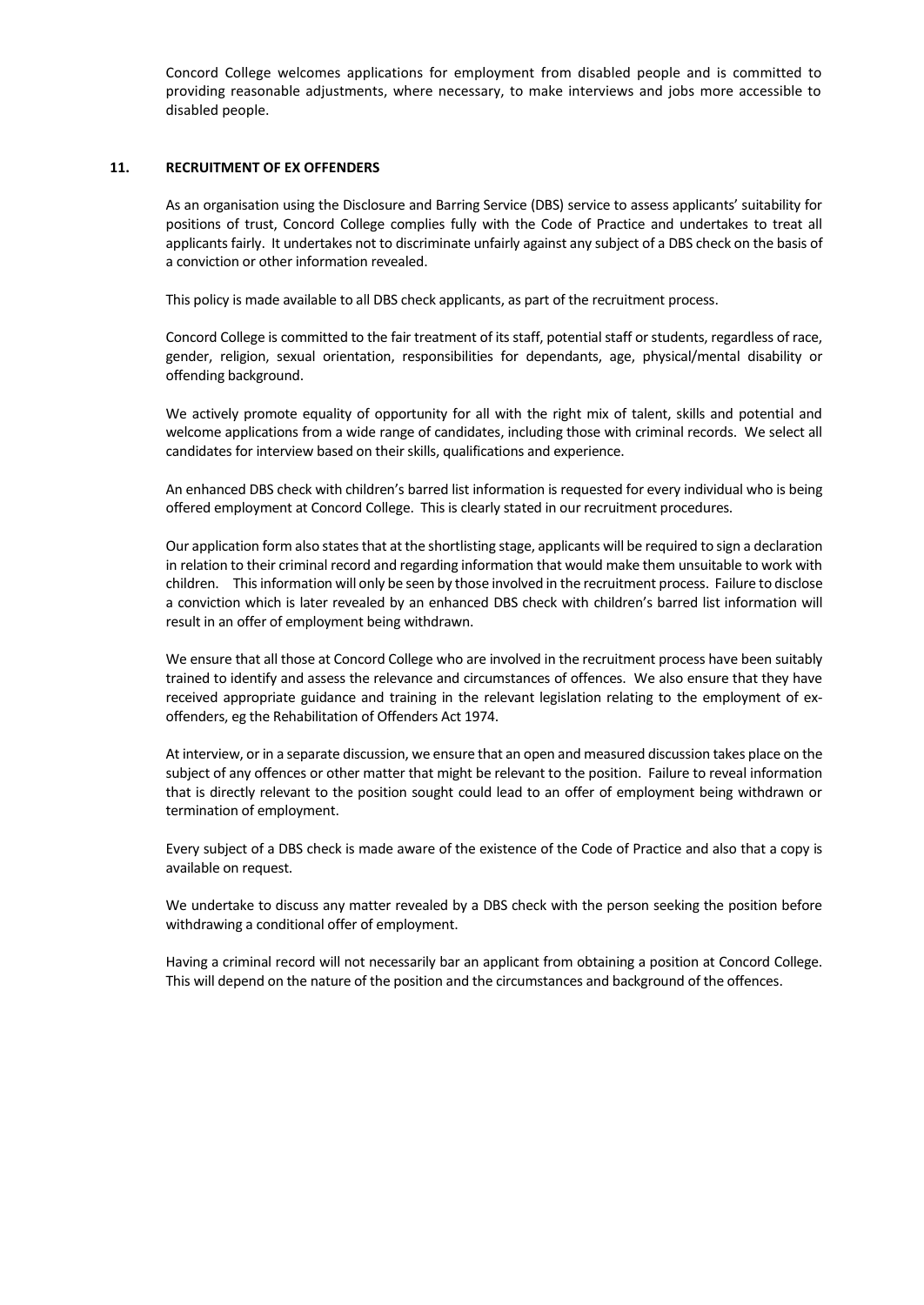Concord College welcomes applications for employment from disabled people and is committed to providing reasonable adjustments, where necessary, to make interviews and jobs more accessible to disabled people.

## 11. RECRUITMENT OF EX OFFENDERS

As an organisation using the Disclosure and Barring Service (DBS) service to assess applicants' suitability for positions of trust, Concord College complies fully with the Code of Practice and undertakes to treat all applicants fairly. It undertakes not to discriminate unfairly against any subject of a DBS check on the basis of a conviction or other information revealed.

This policy is made available to all DBS check applicants, as part of the recruitment process.

Concord College is committed to the fair treatment of its staff, potential staff or students, regardless of race, gender, religion, sexual orientation, responsibilities for dependants, age, physical/mental disability or offending background.

We actively promote equality of opportunity for all with the right mix of talent, skills and potential and welcome applications from a wide range of candidates, including those with criminal records. We select all candidates for interview based on their skills, qualifications and experience.

An enhanced DBS check with children's barred list information is requested for every individual who is being offered employment at Concord College. This is clearly stated in our recruitment procedures.

Our application form also states that at the shortlisting stage, applicants will be required to sign a declaration in relation to their criminal record and regarding information that would make them unsuitable to work with children. This information will only be seen by those involved in the recruitment process. Failure to disclose a conviction which is later revealed by an enhanced DBS check with children's barred list information will result in an offer of employment being withdrawn.

We ensure that all those at Concord College who are involved in the recruitment process have been suitably trained to identify and assess the relevance and circumstances of offences. We also ensure that they have received appropriate guidance and training in the relevant legislation relating to the employment of ex-offenders, eg the Rehabilitation of Offenders Act 1974.

At interview, or in a separate discussion, we ensure that an open and measured discussion takes place on the subject of any offences or other matter that might be relevant to the position. Failure to reveal information that is directly relevant to the position sought could lead to an offer of employment being withdrawn or termination of employment.

Every subject of a DBS check is made aware of the existence of the Code of Practice and also that a copy is available on request.

We undertake to discuss any matter revealed by a DBS check with the person seeking the position before withdrawing a conditional offer of employment.

Having a criminal record will not necessarily bar an applicant from obtaining a position at Concord College. This will depend on the nature of the position and the circumstances and background of the offences.